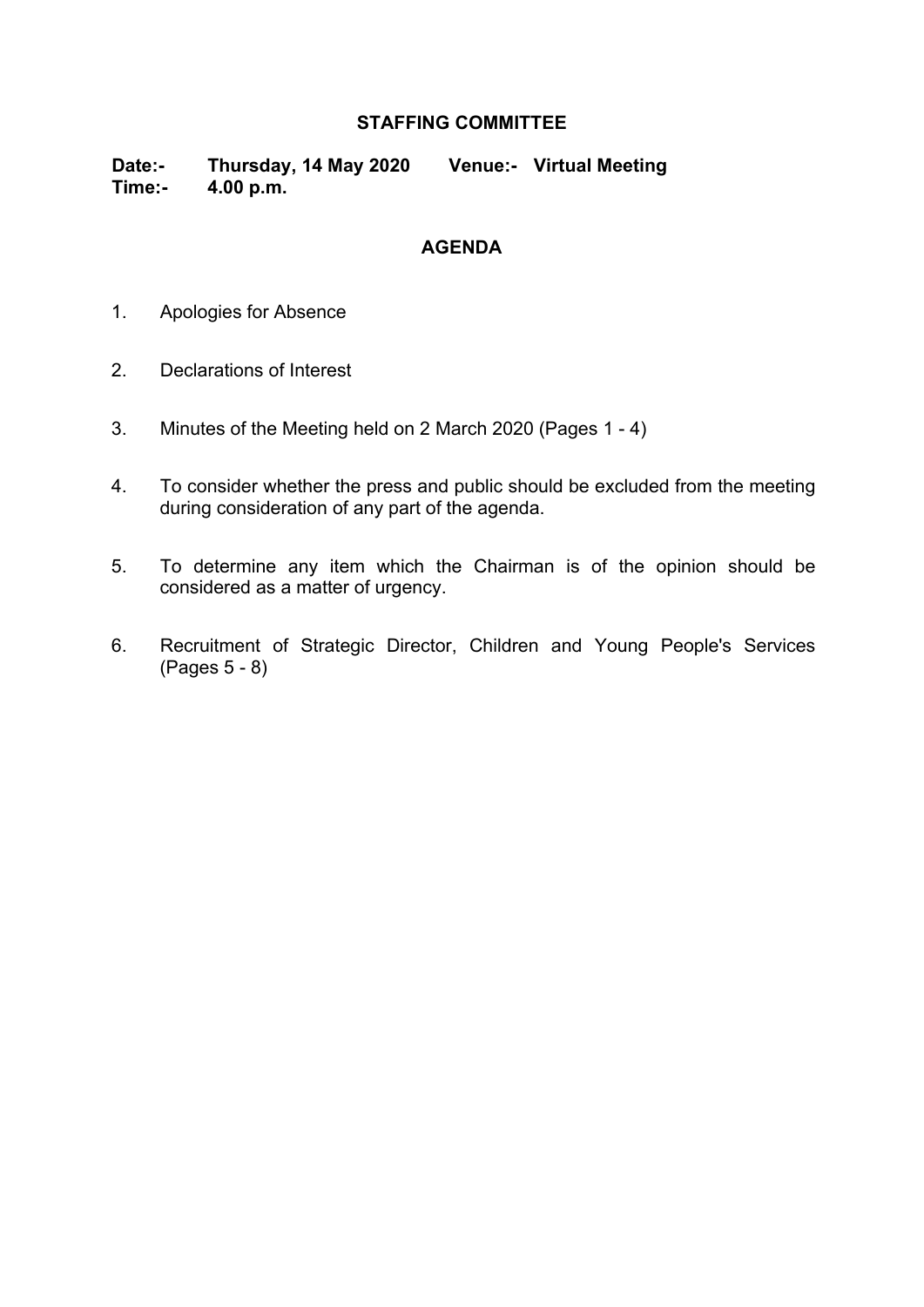# STAFFING COMMITTEE

**Date:-** **Thursday, 14 May 2020** **Venue:-** **Virtual Meeting**
**Time:-** **4.00 p.m.**

## AGENDA

1. Apologies for Absence

2. Declarations of Interest

3. Minutes of the Meeting held on 2 March 2020 (Pages 1 - 4)

4. To consider whether the press and public should be excluded from the meeting during consideration of any part of the agenda.

5. To determine any item which the Chairman is of the opinion should be considered as a matter of urgency.

6. Recruitment of Strategic Director, Children and Young People's Services (Pages 5 - 8)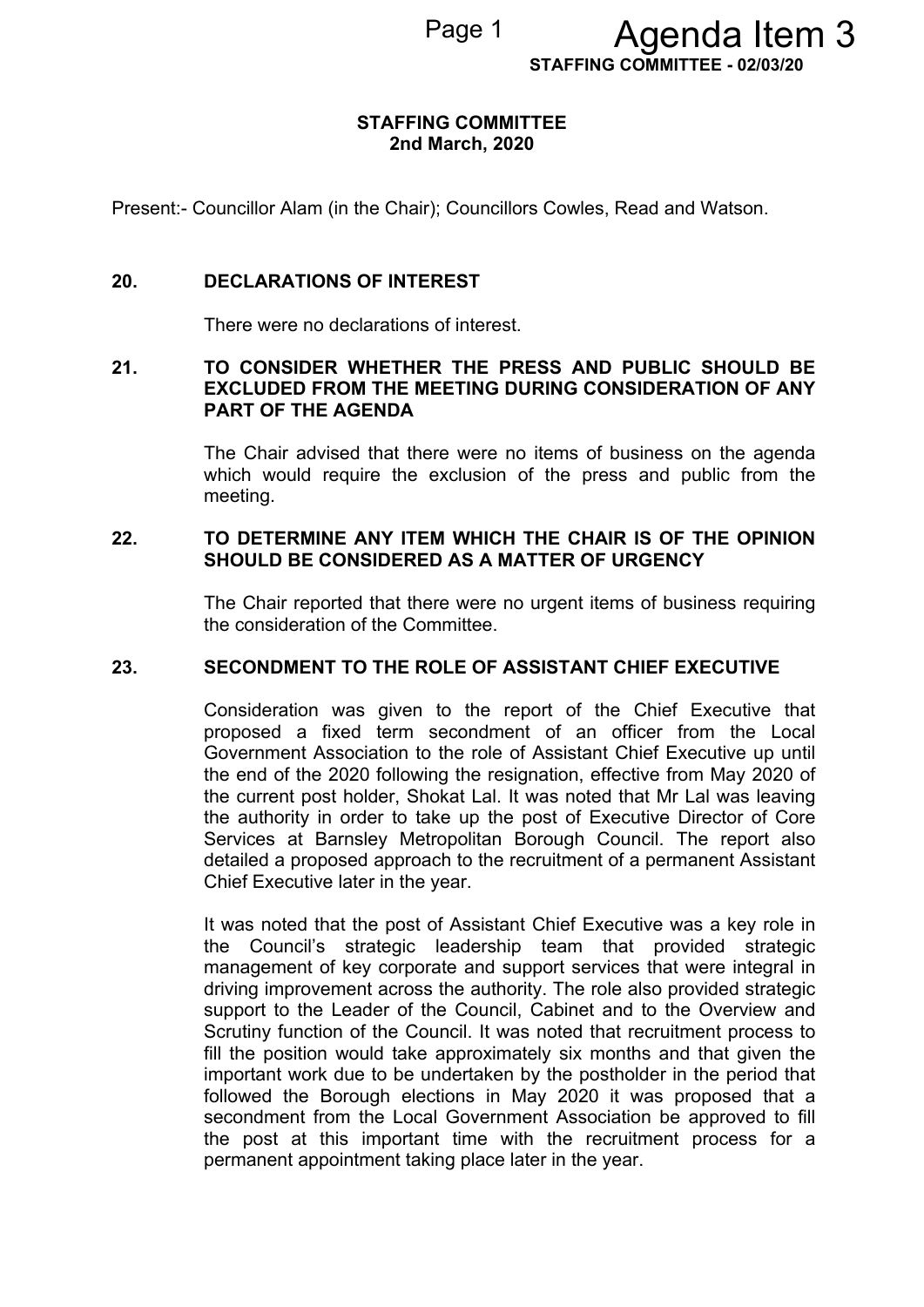# STAFFING COMMITTEE
## 2nd March, 2020

Present:- Councillor Alam (in the Chair); Councillors Cowles, Read and Watson.

### 20. DECLARATIONS OF INTEREST

There were no declarations of interest.

### 21. TO CONSIDER WHETHER THE PRESS AND PUBLIC SHOULD BE EXCLUDED FROM THE MEETING DURING CONSIDERATION OF ANY PART OF THE AGENDA

The Chair advised that there were no items of business on the agenda which would require the exclusion of the press and public from the meeting.

### 22. TO DETERMINE ANY ITEM WHICH THE CHAIR IS OF THE OPINION SHOULD BE CONSIDERED AS A MATTER OF URGENCY

The Chair reported that there were no urgent items of business requiring the consideration of the Committee.

### 23. SECONDMENT TO THE ROLE OF ASSISTANT CHIEF EXECUTIVE

Consideration was given to the report of the Chief Executive that proposed a fixed term secondment of an officer from the Local Government Association to the role of Assistant Chief Executive up until the end of the 2020 following the resignation, effective from May 2020 of the current post holder, Shokat Lal. It was noted that Mr Lal was leaving the authority in order to take up the post of Executive Director of Core Services at Barnsley Metropolitan Borough Council. The report also detailed a proposed approach to the recruitment of a permanent Assistant Chief Executive later in the year.

It was noted that the post of Assistant Chief Executive was a key role in the Council's strategic leadership team that provided strategic management of key corporate and support services that were integral in driving improvement across the authority. The role also provided strategic support to the Leader of the Council, Cabinet and to the Overview and Scrutiny function of the Council. It was noted that recruitment process to fill the position would take approximately six months and that given the important work due to be undertaken by the postholder in the period that followed the Borough elections in May 2020 it was proposed that a secondment from the Local Government Association be approved to fill the post at this important time with the recruitment process for a permanent appointment taking place later in the year.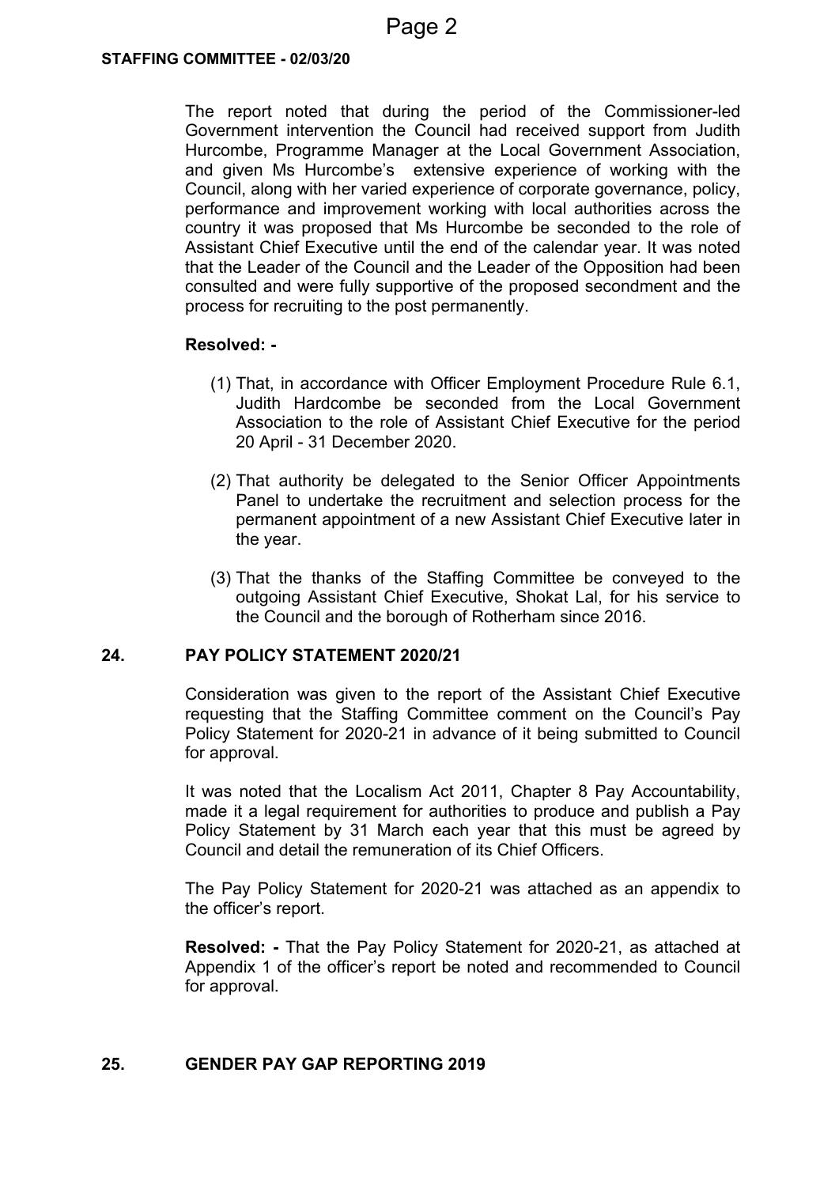The report noted that during the period of the Commissioner-led Government intervention the Council had received support from Judith Hurcombe, Programme Manager at the Local Government Association, and given Ms Hurcombe's extensive experience of working with the Council, along with her varied experience of corporate governance, policy, performance and improvement working with local authorities across the country it was proposed that Ms Hurcombe be seconded to the role of Assistant Chief Executive until the end of the calendar year. It was noted that the Leader of the Council and the Leader of the Opposition had been consulted and were fully supportive of the proposed secondment and the process for recruiting to the post permanently.

**Resolved: -**

(1) That, in accordance with Officer Employment Procedure Rule 6.1, Judith Hardcombe be seconded from the Local Government Association to the role of Assistant Chief Executive for the period 20 April - 31 December 2020.

(2) That authority be delegated to the Senior Officer Appointments Panel to undertake the recruitment and selection process for the permanent appointment of a new Assistant Chief Executive later in the year.

(3) That the thanks of the Staffing Committee be conveyed to the outgoing Assistant Chief Executive, Shokat Lal, for his service to the Council and the borough of Rotherham since 2016.

## 24. PAY POLICY STATEMENT 2020/21

Consideration was given to the report of the Assistant Chief Executive requesting that the Staffing Committee comment on the Council's Pay Policy Statement for 2020-21 in advance of it being submitted to Council for approval.

It was noted that the Localism Act 2011, Chapter 8 Pay Accountability, made it a legal requirement for authorities to produce and publish a Pay Policy Statement by 31 March each year that this must be agreed by Council and detail the remuneration of its Chief Officers.

The Pay Policy Statement for 2020-21 was attached as an appendix to the officer's report.

**Resolved: -** That the Pay Policy Statement for 2020-21, as attached at Appendix 1 of the officer's report be noted and recommended to Council for approval.

## 25. GENDER PAY GAP REPORTING 2019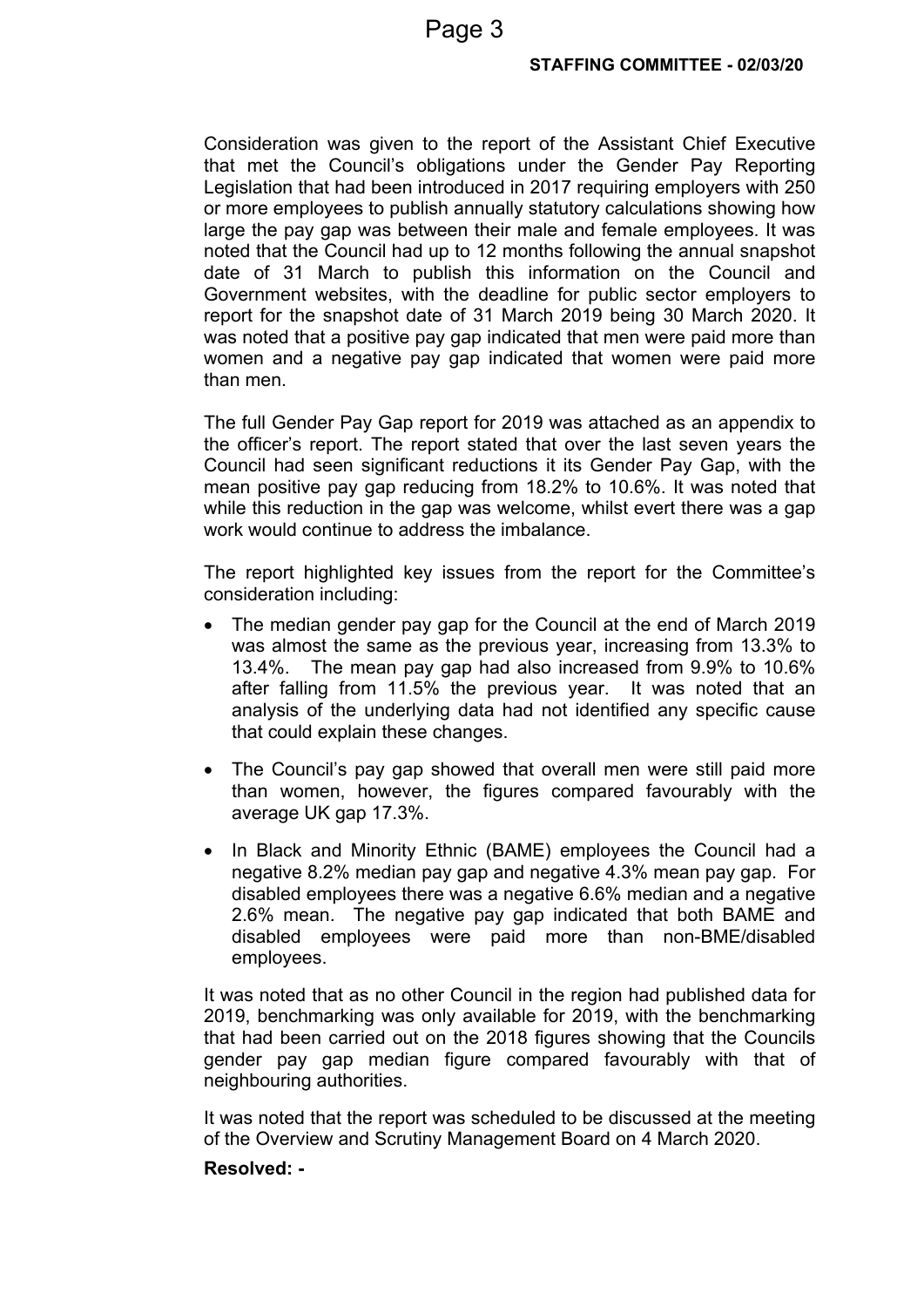Consideration was given to the report of the Assistant Chief Executive that met the Council's obligations under the Gender Pay Reporting Legislation that had been introduced in 2017 requiring employers with 250 or more employees to publish annually statutory calculations showing how large the pay gap was between their male and female employees. It was noted that the Council had up to 12 months following the annual snapshot date of 31 March to publish this information on the Council and Government websites, with the deadline for public sector employers to report for the snapshot date of 31 March 2019 being 30 March 2020. It was noted that a positive pay gap indicated that men were paid more than women and a negative pay gap indicated that women were paid more than men.

The full Gender Pay Gap report for 2019 was attached as an appendix to the officer's report. The report stated that over the last seven years the Council had seen significant reductions it its Gender Pay Gap, with the mean positive pay gap reducing from 18.2% to 10.6%. It was noted that while this reduction in the gap was welcome, whilst evert there was a gap work would continue to address the imbalance.

The report highlighted key issues from the report for the Committee's consideration including:

- The median gender pay gap for the Council at the end of March 2019 was almost the same as the previous year, increasing from 13.3% to 13.4%. The mean pay gap had also increased from 9.9% to 10.6% after falling from 11.5% the previous year. It was noted that an analysis of the underlying data had not identified any specific cause that could explain these changes.
- The Council's pay gap showed that overall men were still paid more than women, however, the figures compared favourably with the average UK gap 17.3%.
- In Black and Minority Ethnic (BAME) employees the Council had a negative 8.2% median pay gap and negative 4.3% mean pay gap. For disabled employees there was a negative 6.6% median and a negative 2.6% mean. The negative pay gap indicated that both BAME and disabled employees were paid more than non-BME/disabled employees.

It was noted that as no other Council in the region had published data for 2019, benchmarking was only available for 2019, with the benchmarking that had been carried out on the 2018 figures showing that the Councils gender pay gap median figure compared favourably with that of neighbouring authorities.

It was noted that the report was scheduled to be discussed at the meeting of the Overview and Scrutiny Management Board on 4 March 2020.

**Resolved: -**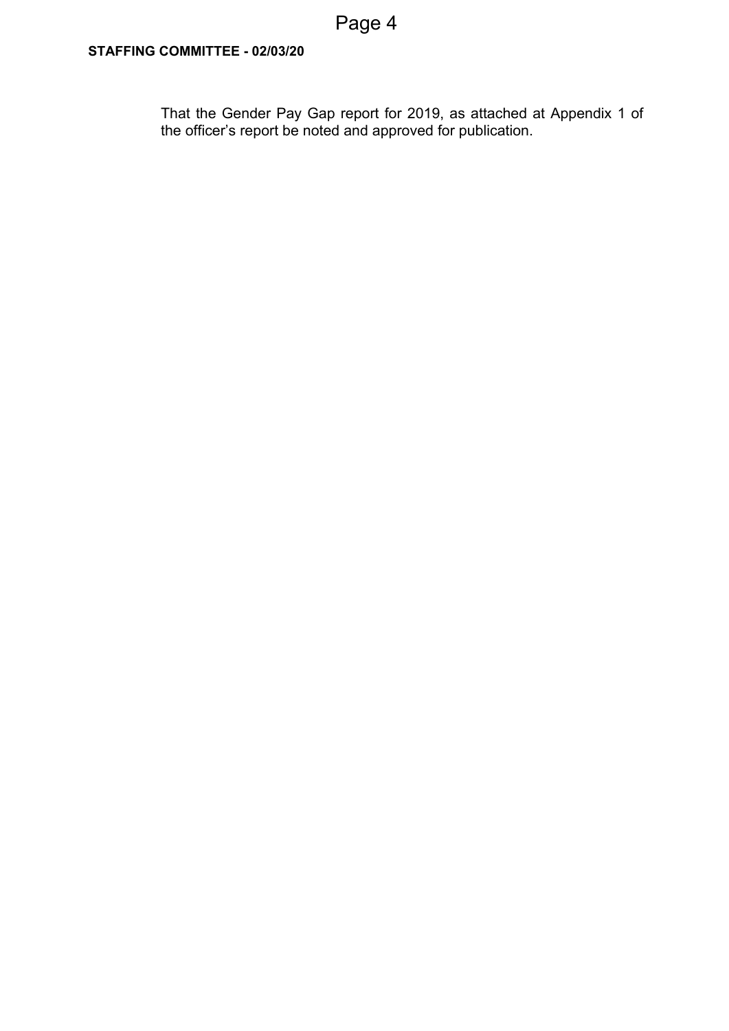That the Gender Pay Gap report for 2019, as attached at Appendix 1 of the officer's report be noted and approved for publication.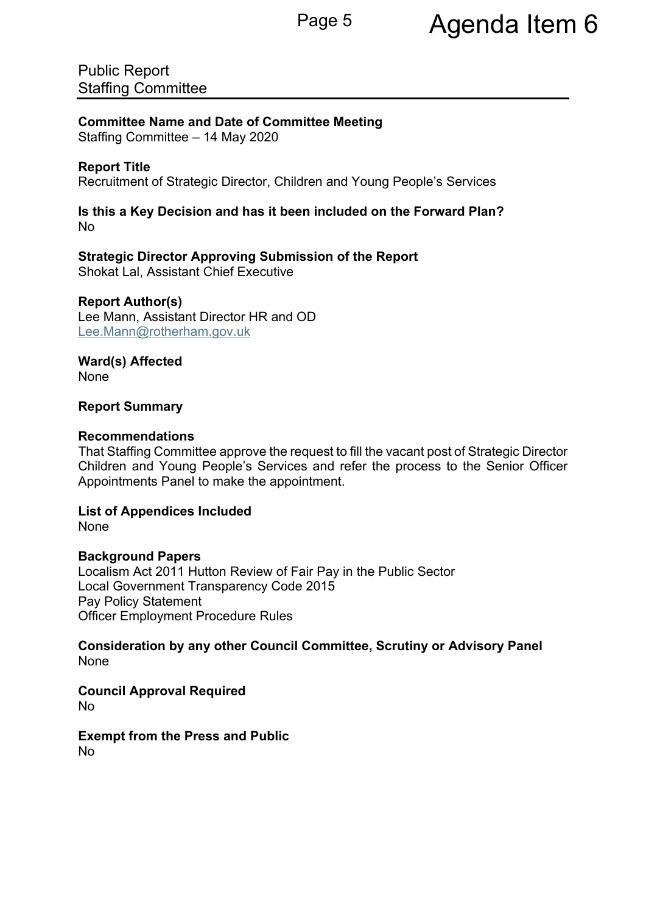# Agenda Item 6

Public Report
Staffing Committee

**Committee Name and Date of Committee Meeting**
Staffing Committee – 14 May 2020

**Report Title**
Recruitment of Strategic Director, Children and Young People's Services

**Is this a Key Decision and has it been included on the Forward Plan?**
No

**Strategic Director Approving Submission of the Report**
Shokat Lal, Assistant Chief Executive

**Report Author(s)**
Lee Mann, Assistant Director HR and OD
Lee.Mann@rotherham.gov.uk

**Ward(s) Affected**
None

**Report Summary**

**Recommendations**
That Staffing Committee approve the request to fill the vacant post of Strategic Director Children and Young People's Services and refer the process to the Senior Officer Appointments Panel to make the appointment.

**List of Appendices Included**
None

**Background Papers**
Localism Act 2011 Hutton Review of Fair Pay in the Public Sector
Local Government Transparency Code 2015
Pay Policy Statement
Officer Employment Procedure Rules

**Consideration by any other Council Committee, Scrutiny or Advisory Panel**
None

**Council Approval Required**
No

**Exempt from the Press and Public**
No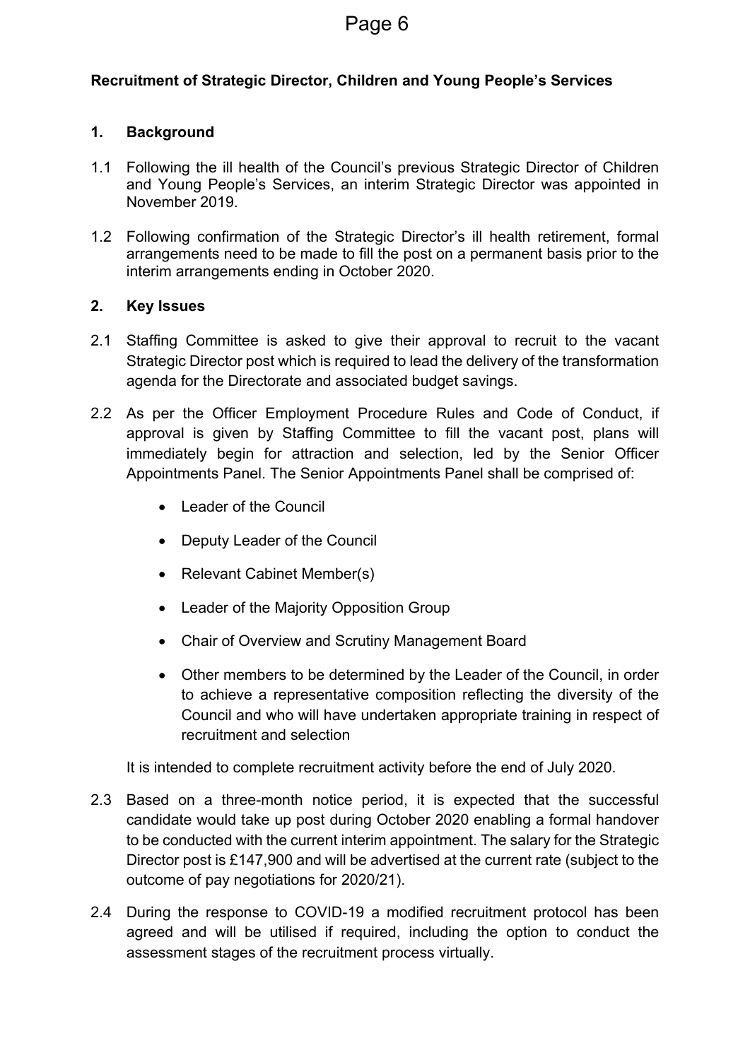**Recruitment of Strategic Director, Children and Young People's Services**

## 1. Background

1.1 Following the ill health of the Council's previous Strategic Director of Children and Young People's Services, an interim Strategic Director was appointed in November 2019.

1.2 Following confirmation of the Strategic Director's ill health retirement, formal arrangements need to be made to fill the post on a permanent basis prior to the interim arrangements ending in October 2020.

## 2. Key Issues

2.1 Staffing Committee is asked to give their approval to recruit to the vacant Strategic Director post which is required to lead the delivery of the transformation agenda for the Directorate and associated budget savings.

2.2 As per the Officer Employment Procedure Rules and Code of Conduct, if approval is given by Staffing Committee to fill the vacant post, plans will immediately begin for attraction and selection, led by the Senior Officer Appointments Panel. The Senior Appointments Panel shall be comprised of:

- Leader of the Council
- Deputy Leader of the Council
- Relevant Cabinet Member(s)
- Leader of the Majority Opposition Group
- Chair of Overview and Scrutiny Management Board
- Other members to be determined by the Leader of the Council, in order to achieve a representative composition reflecting the diversity of the Council and who will have undertaken appropriate training in respect of recruitment and selection

It is intended to complete recruitment activity before the end of July 2020.

2.3 Based on a three-month notice period, it is expected that the successful candidate would take up post during October 2020 enabling a formal handover to be conducted with the current interim appointment. The salary for the Strategic Director post is £147,900 and will be advertised at the current rate (subject to the outcome of pay negotiations for 2020/21).

2.4 During the response to COVID-19 a modified recruitment protocol has been agreed and will be utilised if required, including the option to conduct the assessment stages of the recruitment process virtually.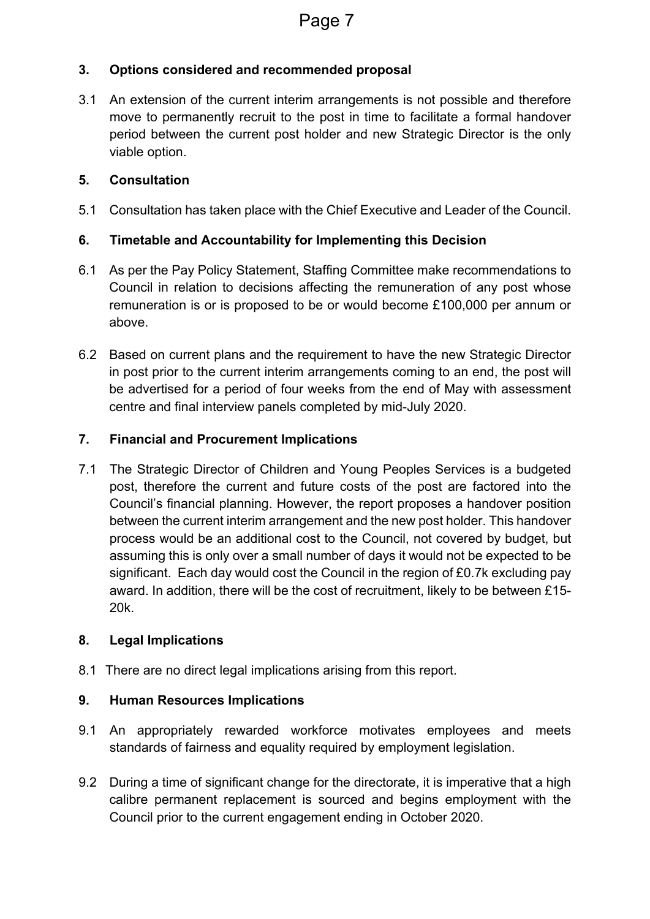### 3. Options considered and recommended proposal

3.1 An extension of the current interim arrangements is not possible and therefore move to permanently recruit to the post in time to facilitate a formal handover period between the current post holder and new Strategic Director is the only viable option.

### 5. Consultation

5.1 Consultation has taken place with the Chief Executive and Leader of the Council.

### 6. Timetable and Accountability for Implementing this Decision

6.1 As per the Pay Policy Statement, Staffing Committee make recommendations to Council in relation to decisions affecting the remuneration of any post whose remuneration is or is proposed to be or would become £100,000 per annum or above.

6.2 Based on current plans and the requirement to have the new Strategic Director in post prior to the current interim arrangements coming to an end, the post will be advertised for a period of four weeks from the end of May with assessment centre and final interview panels completed by mid-July 2020.

### 7. Financial and Procurement Implications

7.1 The Strategic Director of Children and Young Peoples Services is a budgeted post, therefore the current and future costs of the post are factored into the Council's financial planning. However, the report proposes a handover position between the current interim arrangement and the new post holder. This handover process would be an additional cost to the Council, not covered by budget, but assuming this is only over a small number of days it would not be expected to be significant. Each day would cost the Council in the region of £0.7k excluding pay award. In addition, there will be the cost of recruitment, likely to be between £15-20k.

### 8. Legal Implications

8.1 There are no direct legal implications arising from this report.

### 9. Human Resources Implications

9.1 An appropriately rewarded workforce motivates employees and meets standards of fairness and equality required by employment legislation.

9.2 During a time of significant change for the directorate, it is imperative that a high calibre permanent replacement is sourced and begins employment with the Council prior to the current engagement ending in October 2020.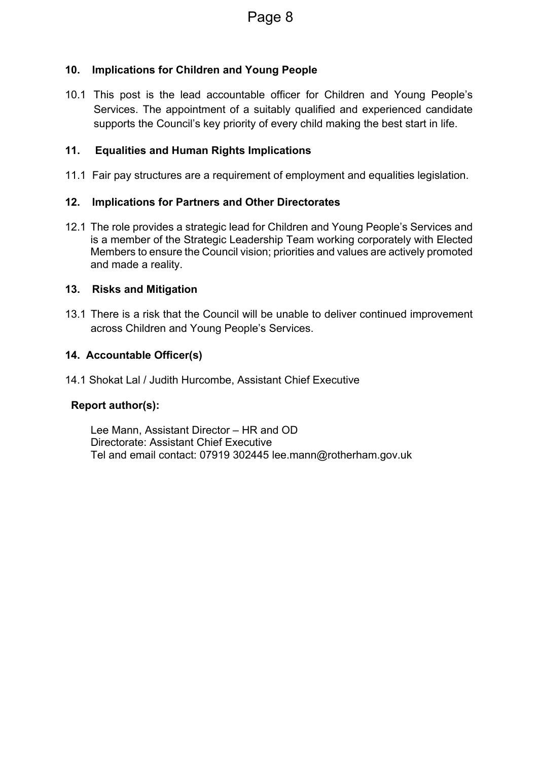## 10. Implications for Children and Young People

10.1 This post is the lead accountable officer for Children and Young People's Services. The appointment of a suitably qualified and experienced candidate supports the Council's key priority of every child making the best start in life.

## 11. Equalities and Human Rights Implications

11.1 Fair pay structures are a requirement of employment and equalities legislation.

## 12. Implications for Partners and Other Directorates

12.1 The role provides a strategic lead for Children and Young People's Services and is a member of the Strategic Leadership Team working corporately with Elected Members to ensure the Council vision; priorities and values are actively promoted and made a reality.

## 13. Risks and Mitigation

13.1 There is a risk that the Council will be unable to deliver continued improvement across Children and Young People's Services.

## 14. Accountable Officer(s)

14.1 Shokat Lal / Judith Hurcombe, Assistant Chief Executive

**Report author(s):**

Lee Mann, Assistant Director – HR and OD
Directorate: Assistant Chief Executive
Tel and email contact: 07919 302445 lee.mann@rotherham.gov.uk